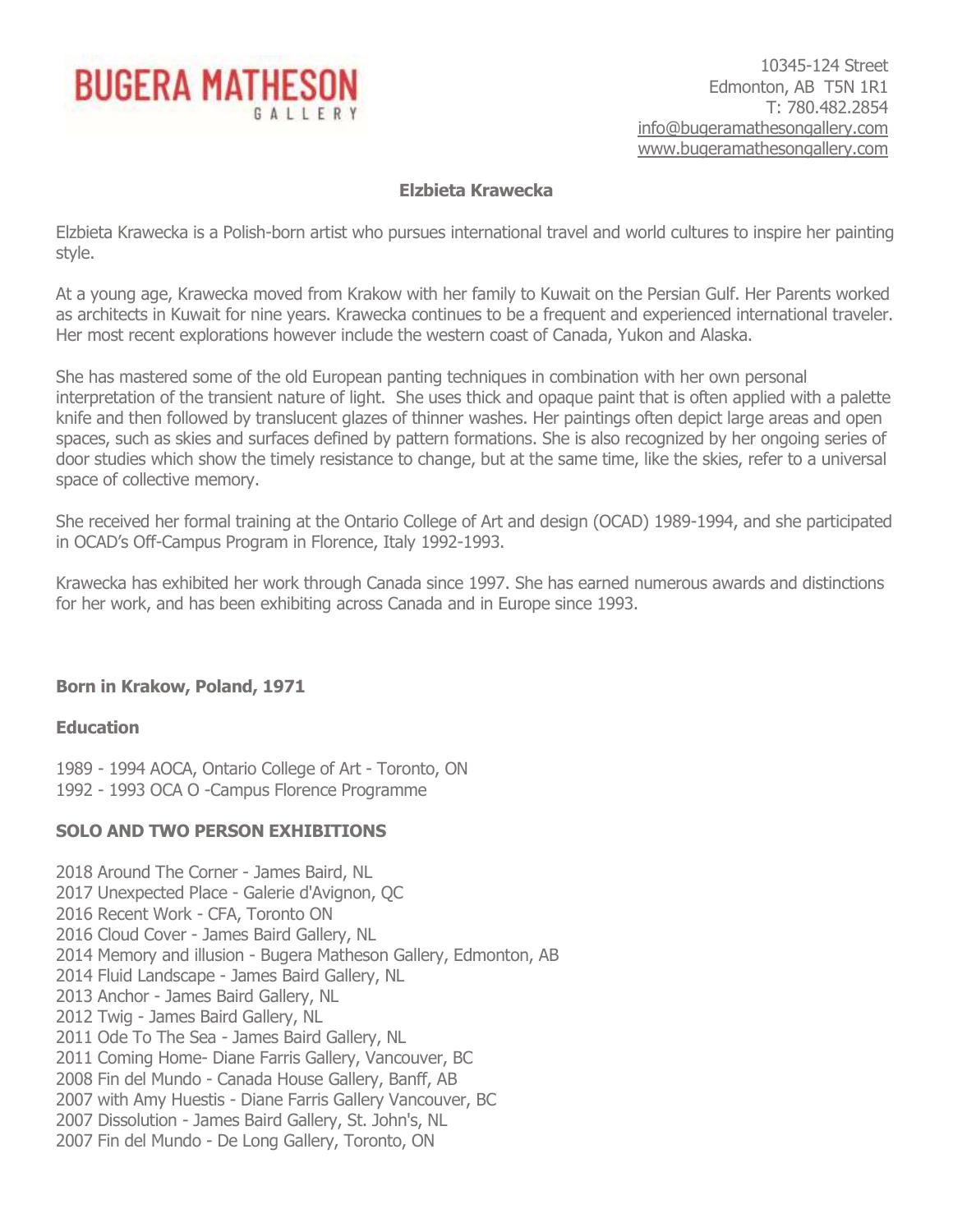**BUGERA MATHESON GALLERY**

10345-124 Street
Edmonton, AB T5N 1R1
T: 780.482.2854
info@bugeramathesongallery.com
www.bugeramathesongallery.com

## Elzbieta Krawecka

Elzbieta Krawecka is a Polish-born artist who pursues international travel and world cultures to inspire her painting style.

At a young age, Krawecka moved from Krakow with her family to Kuwait on the Persian Gulf. Her Parents worked as architects in Kuwait for nine years. Krawecka continues to be a frequent and experienced international traveler. Her most recent explorations however include the western coast of Canada, Yukon and Alaska.

She has mastered some of the old European panting techniques in combination with her own personal interpretation of the transient nature of light. She uses thick and opaque paint that is often applied with a palette knife and then followed by translucent glazes of thinner washes. Her paintings often depict large areas and open spaces, such as skies and surfaces defined by pattern formations. She is also recognized by her ongoing series of door studies which show the timely resistance to change, but at the same time, like the skies, refer to a universal space of collective memory.

She received her formal training at the Ontario College of Art and design (OCAD) 1989-1994, and she participated in OCAD's Off-Campus Program in Florence, Italy 1992-1993.

Krawecka has exhibited her work through Canada since 1997. She has earned numerous awards and distinctions for her work, and has been exhibiting across Canada and in Europe since 1993.

**Born in Krakow, Poland, 1971**

**Education**

1989 - 1994 AOCA, Ontario College of Art - Toronto, ON
1992 - 1993 OCA O -Campus Florence Programme

**SOLO AND TWO PERSON EXHIBITIONS**

2018 Around The Corner - James Baird, NL
2017 Unexpected Place - Galerie d'Avignon, QC
2016 Recent Work - CFA, Toronto ON
2016 Cloud Cover - James Baird Gallery, NL
2014 Memory and illusion - Bugera Matheson Gallery, Edmonton, AB
2014 Fluid Landscape - James Baird Gallery, NL
2013 Anchor - James Baird Gallery, NL
2012 Twig - James Baird Gallery, NL
2011 Ode To The Sea - James Baird Gallery, NL
2011 Coming Home- Diane Farris Gallery, Vancouver, BC
2008 Fin del Mundo - Canada House Gallery, Banff, AB
2007 with Amy Huestis - Diane Farris Gallery Vancouver, BC
2007 Dissolution - James Baird Gallery, St. John's, NL
2007 Fin del Mundo - De Long Gallery, Toronto, ON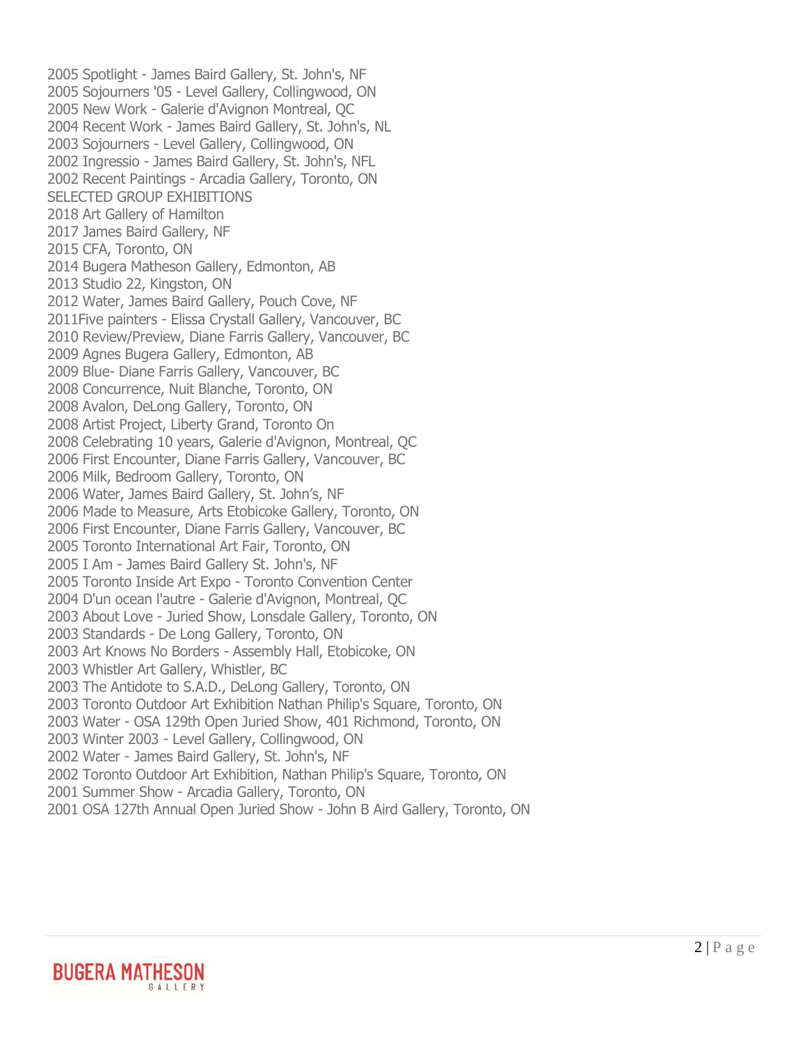2005 Spotlight - James Baird Gallery, St. John's, NF
2005 Sojourners '05 - Level Gallery, Collingwood, ON
2005 New Work - Galerie d'Avignon Montreal, QC
2004 Recent Work - James Baird Gallery, St. John's, NL
2003 Sojourners - Level Gallery, Collingwood, ON
2002 Ingressio - James Baird Gallery, St. John's, NFL
2002 Recent Paintings - Arcadia Gallery, Toronto, ON

## SELECTED GROUP EXHIBITIONS

2018 Art Gallery of Hamilton
2017 James Baird Gallery, NF
2015 CFA, Toronto, ON
2014 Bugera Matheson Gallery, Edmonton, AB
2013 Studio 22, Kingston, ON
2012 Water, James Baird Gallery, Pouch Cove, NF
2011Five painters - Elissa Crystall Gallery, Vancouver, BC
2010 Review/Preview, Diane Farris Gallery, Vancouver, BC
2009 Agnes Bugera Gallery, Edmonton, AB
2009 Blue- Diane Farris Gallery, Vancouver, BC
2008 Concurrence, Nuit Blanche, Toronto, ON
2008 Avalon, DeLong Gallery, Toronto, ON
2008 Artist Project, Liberty Grand, Toronto On
2008 Celebrating 10 years, Galerie d'Avignon, Montreal, QC
2006 First Encounter, Diane Farris Gallery, Vancouver, BC
2006 Milk, Bedroom Gallery, Toronto, ON
2006 Water, James Baird Gallery, St. John's, NF
2006 Made to Measure, Arts Etobicoke Gallery, Toronto, ON
2006 First Encounter, Diane Farris Gallery, Vancouver, BC
2005 Toronto International Art Fair, Toronto, ON
2005 I Am - James Baird Gallery St. John's, NF
2005 Toronto Inside Art Expo - Toronto Convention Center
2004 D'un ocean l'autre - Galerie d'Avignon, Montreal, QC
2003 About Love - Juried Show, Lonsdale Gallery, Toronto, ON
2003 Standards - De Long Gallery, Toronto, ON
2003 Art Knows No Borders - Assembly Hall, Etobicoke, ON
2003 Whistler Art Gallery, Whistler, BC
2003 The Antidote to S.A.D., DeLong Gallery, Toronto, ON
2003 Toronto Outdoor Art Exhibition Nathan Philip's Square, Toronto, ON
2003 Water - OSA 129th Open Juried Show, 401 Richmond, Toronto, ON
2003 Winter 2003 - Level Gallery, Collingwood, ON
2002 Water - James Baird Gallery, St. John's, NF
2002 Toronto Outdoor Art Exhibition, Nathan Philip's Square, Toronto, ON
2001 Summer Show - Arcadia Gallery, Toronto, ON
2001 OSA 127th Annual Open Juried Show - John B Aird Gallery, Toronto, ON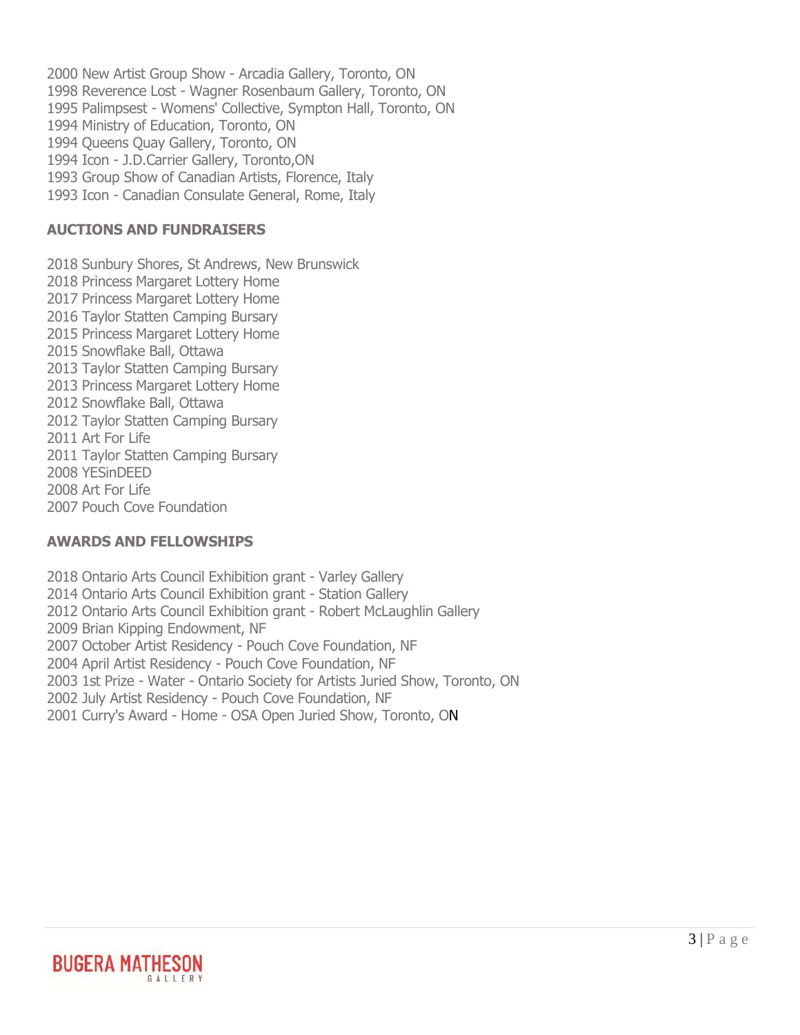2000 New Artist Group Show - Arcadia Gallery, Toronto, ON
1998 Reverence Lost - Wagner Rosenbaum Gallery, Toronto, ON
1995 Palimpsest - Womens' Collective, Sympton Hall, Toronto, ON
1994 Ministry of Education, Toronto, ON
1994 Queens Quay Gallery, Toronto, ON
1994 Icon - J.D.Carrier Gallery, Toronto,ON
1993 Group Show of Canadian Artists, Florence, Italy
1993 Icon - Canadian Consulate General, Rome, Italy

## AUCTIONS AND FUNDRAISERS

2018 Sunbury Shores, St Andrews, New Brunswick
2018 Princess Margaret Lottery Home
2017 Princess Margaret Lottery Home
2016 Taylor Statten Camping Bursary
2015 Princess Margaret Lottery Home
2015 Snowflake Ball, Ottawa
2013 Taylor Statten Camping Bursary
2013 Princess Margaret Lottery Home
2012 Snowflake Ball, Ottawa
2012 Taylor Statten Camping Bursary
2011 Art For Life
2011 Taylor Statten Camping Bursary
2008 YESinDEED
2008 Art For Life
2007 Pouch Cove Foundation

## AWARDS AND FELLOWSHIPS

2018 Ontario Arts Council Exhibition grant - Varley Gallery
2014 Ontario Arts Council Exhibition grant - Station Gallery
2012 Ontario Arts Council Exhibition grant - Robert McLaughlin Gallery
2009 Brian Kipping Endowment, NF
2007 October Artist Residency - Pouch Cove Foundation, NF
2004 April Artist Residency - Pouch Cove Foundation, NF
2003 1st Prize - Water - Ontario Society for Artists Juried Show, Toronto, ON
2002 July Artist Residency - Pouch Cove Foundation, NF
2001 Curry's Award - Home - OSA Open Juried Show, Toronto, ON